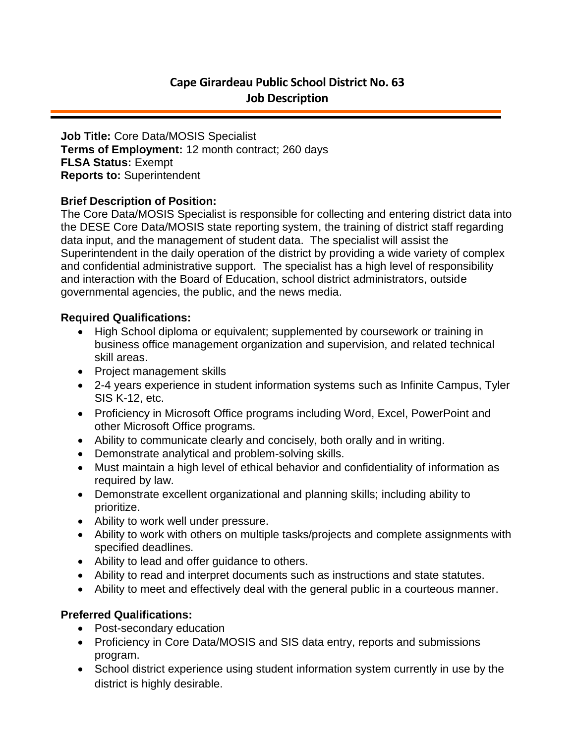# Cape Girardeau Public School District No. 63
## Job Description

**Job Title:** Core Data/MOSIS Specialist
**Terms of Employment:** 12 month contract; 260 days
**FLSA Status:** Exempt
**Reports to:** Superintendent

**Brief Description of Position:**
The Core Data/MOSIS Specialist is responsible for collecting and entering district data into the DESE Core Data/MOSIS state reporting system, the training of district staff regarding data input, and the management of student data. The specialist will assist the Superintendent in the daily operation of the district by providing a wide variety of complex and confidential administrative support. The specialist has a high level of responsibility and interaction with the Board of Education, school district administrators, outside governmental agencies, the public, and the news media.

**Required Qualifications:**

- High School diploma or equivalent; supplemented by coursework or training in business office management organization and supervision, and related technical skill areas.
- Project management skills
- 2-4 years experience in student information systems such as Infinite Campus, Tyler SIS K-12, etc.
- Proficiency in Microsoft Office programs including Word, Excel, PowerPoint and other Microsoft Office programs.
- Ability to communicate clearly and concisely, both orally and in writing.
- Demonstrate analytical and problem-solving skills.
- Must maintain a high level of ethical behavior and confidentiality of information as required by law.
- Demonstrate excellent organizational and planning skills; including ability to prioritize.
- Ability to work well under pressure.
- Ability to work with others on multiple tasks/projects and complete assignments with specified deadlines.
- Ability to lead and offer guidance to others.
- Ability to read and interpret documents such as instructions and state statutes.
- Ability to meet and effectively deal with the general public in a courteous manner.

**Preferred Qualifications:**

- Post-secondary education
- Proficiency in Core Data/MOSIS and SIS data entry, reports and submissions program.
- School district experience using student information system currently in use by the district is highly desirable.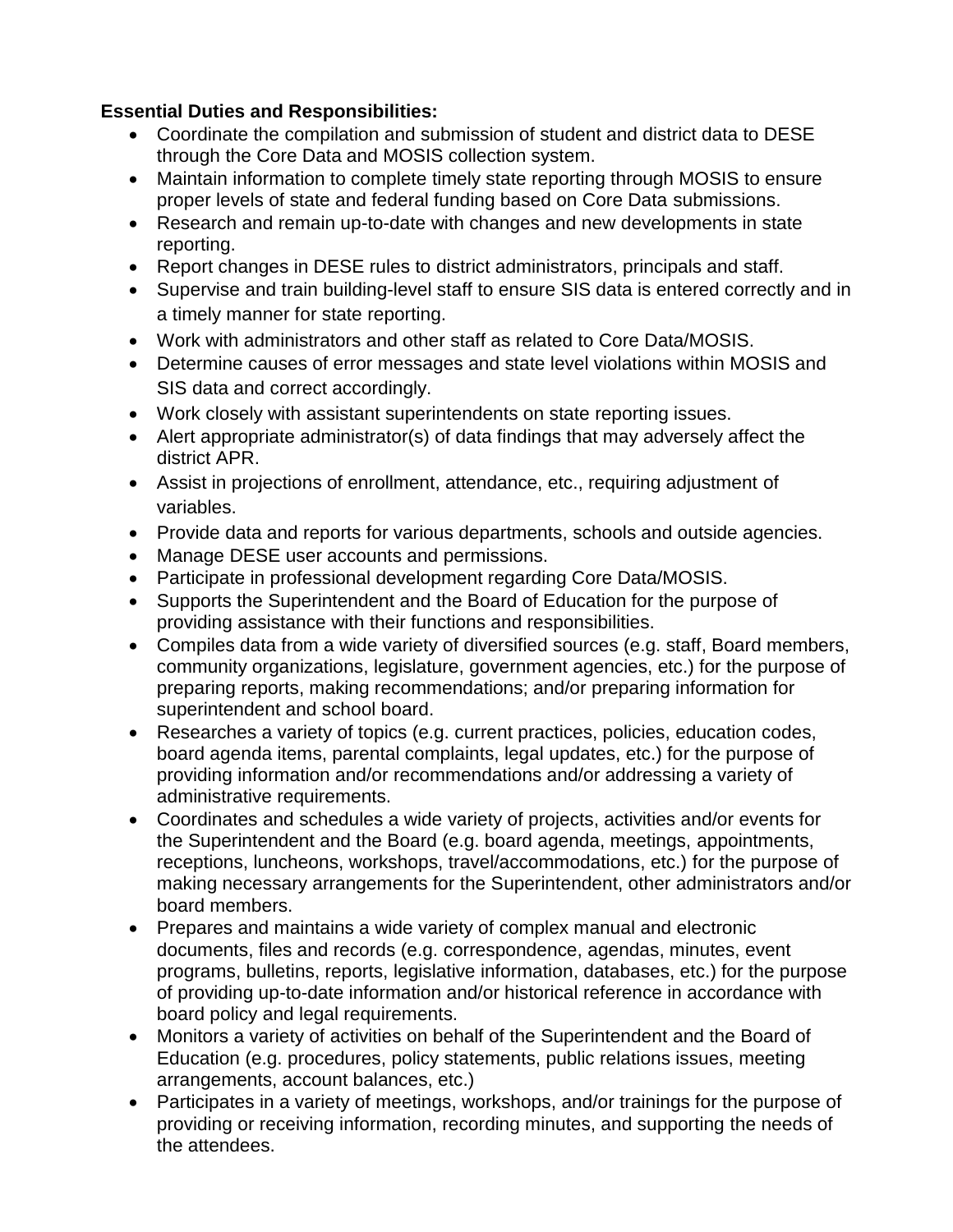**Essential Duties and Responsibilities:**

- Coordinate the compilation and submission of student and district data to DESE through the Core Data and MOSIS collection system.
- Maintain information to complete timely state reporting through MOSIS to ensure proper levels of state and federal funding based on Core Data submissions.
- Research and remain up-to-date with changes and new developments in state reporting.
- Report changes in DESE rules to district administrators, principals and staff.
- Supervise and train building-level staff to ensure SIS data is entered correctly and in a timely manner for state reporting.
- Work with administrators and other staff as related to Core Data/MOSIS.
- Determine causes of error messages and state level violations within MOSIS and SIS data and correct accordingly.
- Work closely with assistant superintendents on state reporting issues.
- Alert appropriate administrator(s) of data findings that may adversely affect the district APR.
- Assist in projections of enrollment, attendance, etc., requiring adjustment of variables.
- Provide data and reports for various departments, schools and outside agencies.
- Manage DESE user accounts and permissions.
- Participate in professional development regarding Core Data/MOSIS.
- Supports the Superintendent and the Board of Education for the purpose of providing assistance with their functions and responsibilities.
- Compiles data from a wide variety of diversified sources (e.g. staff, Board members, community organizations, legislature, government agencies, etc.) for the purpose of preparing reports, making recommendations; and/or preparing information for superintendent and school board.
- Researches a variety of topics (e.g. current practices, policies, education codes, board agenda items, parental complaints, legal updates, etc.) for the purpose of providing information and/or recommendations and/or addressing a variety of administrative requirements.
- Coordinates and schedules a wide variety of projects, activities and/or events for the Superintendent and the Board (e.g. board agenda, meetings, appointments, receptions, luncheons, workshops, travel/accommodations, etc.) for the purpose of making necessary arrangements for the Superintendent, other administrators and/or board members.
- Prepares and maintains a wide variety of complex manual and electronic documents, files and records (e.g. correspondence, agendas, minutes, event programs, bulletins, reports, legislative information, databases, etc.) for the purpose of providing up-to-date information and/or historical reference in accordance with board policy and legal requirements.
- Monitors a variety of activities on behalf of the Superintendent and the Board of Education (e.g. procedures, policy statements, public relations issues, meeting arrangements, account balances, etc.)
- Participates in a variety of meetings, workshops, and/or trainings for the purpose of providing or receiving information, recording minutes, and supporting the needs of the attendees.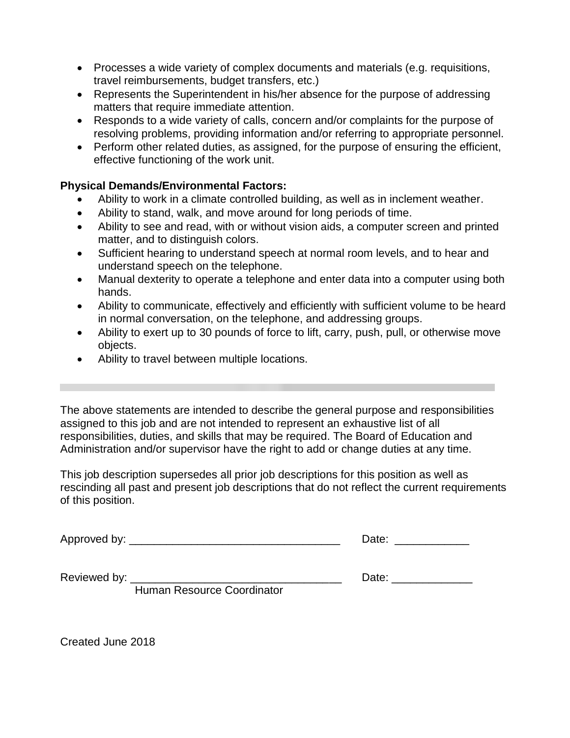- Processes a wide variety of complex documents and materials (e.g. requisitions, travel reimbursements, budget transfers, etc.)
- Represents the Superintendent in his/her absence for the purpose of addressing matters that require immediate attention.
- Responds to a wide variety of calls, concern and/or complaints for the purpose of resolving problems, providing information and/or referring to appropriate personnel.
- Perform other related duties, as assigned, for the purpose of ensuring the efficient, effective functioning of the work unit.

**Physical Demands/Environmental Factors:**

- Ability to work in a climate controlled building, as well as in inclement weather.
- Ability to stand, walk, and move around for long periods of time.
- Ability to see and read, with or without vision aids, a computer screen and printed matter, and to distinguish colors.
- Sufficient hearing to understand speech at normal room levels, and to hear and understand speech on the telephone.
- Manual dexterity to operate a telephone and enter data into a computer using both hands.
- Ability to communicate, effectively and efficiently with sufficient volume to be heard in normal conversation, on the telephone, and addressing groups.
- Ability to exert up to 30 pounds of force to lift, carry, push, pull, or otherwise move objects.
- Ability to travel between multiple locations.

---

The above statements are intended to describe the general purpose and responsibilities assigned to this job and are not intended to represent an exhaustive list of all responsibilities, duties, and skills that may be required. The Board of Education and Administration and/or supervisor have the right to add or change duties at any time.

This job description supersedes all prior job descriptions for this position as well as rescinding all past and present job descriptions that do not reflect the current requirements of this position.

Approved by: __________________________________ Date: ____________

Reviewed by: __________________________________ Date: _____________
Human Resource Coordinator

Created June 2018